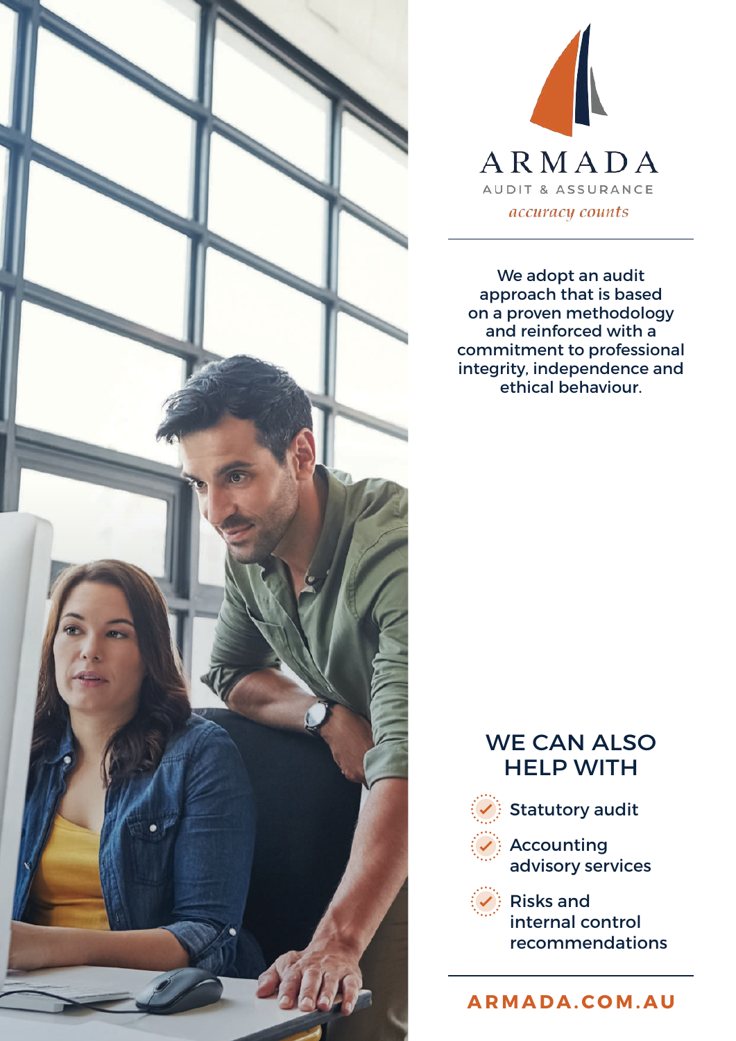# ARMADA

AUDIT & ASSURANCE

*accuracy counts*

---

We adopt an audit approach that is based on a proven methodology and reinforced with a commitment to professional integrity, independence and ethical behaviour.

## WE CAN ALSO HELP WITH

- Statutory audit
- Accounting advisory services
- Risks and internal control recommendations

---

**ARMADA.COM.AU**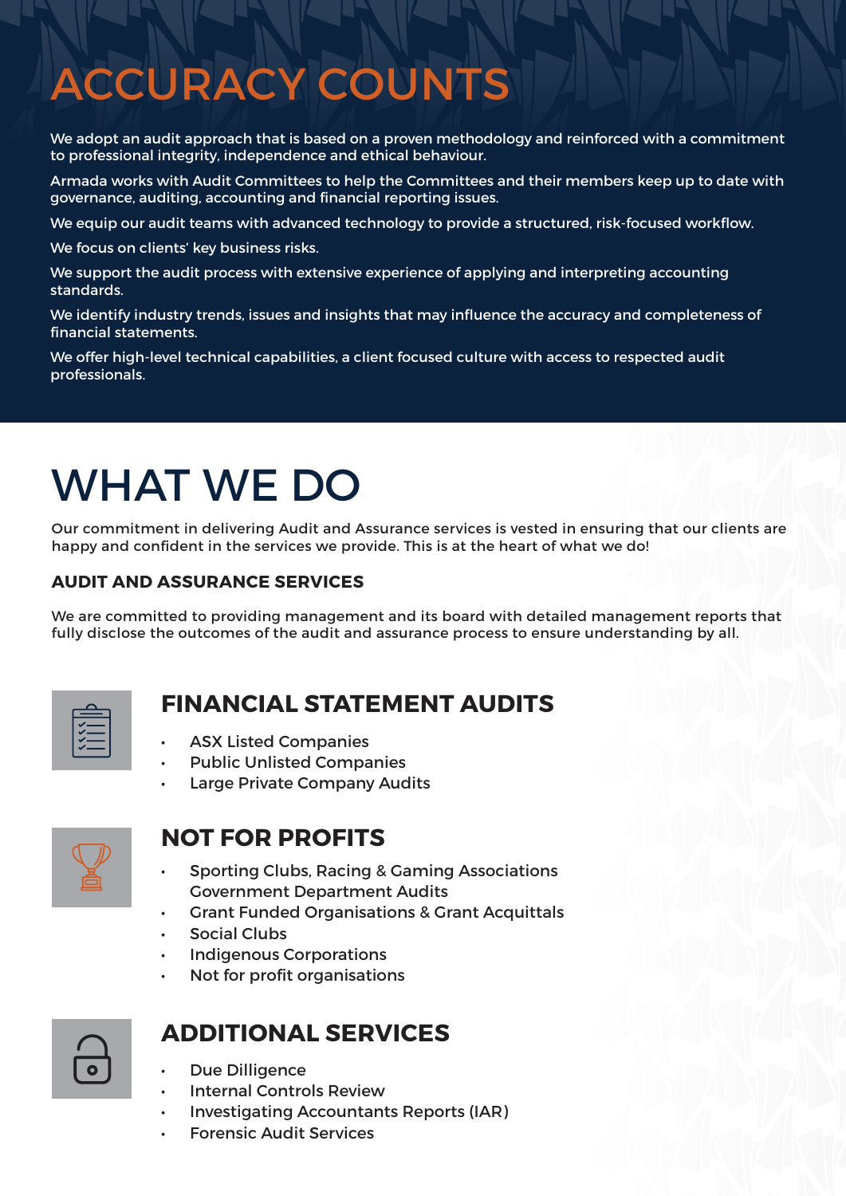# ACCURACY COUNTS

We adopt an audit approach that is based on a proven methodology and reinforced with a commitment to professional integrity, independence and ethical behaviour.

Armada works with Audit Committees to help the Committees and their members keep up to date with governance, auditing, accounting and financial reporting issues.

We equip our audit teams with advanced technology to provide a structured, risk-focused workflow.

We focus on clients' key business risks.

We support the audit process with extensive experience of applying and interpreting accounting standards.

We identify industry trends, issues and insights that may influence the accuracy and completeness of financial statements.

We offer high-level technical capabilities, a client focused culture with access to respected audit professionals.

# WHAT WE DO

Our commitment in delivering Audit and Assurance services is vested in ensuring that our clients are happy and confident in the services we provide. This is at the heart of what we do!

### AUDIT AND ASSURANCE SERVICES

We are committed to providing management and its board with detailed management reports that fully disclose the outcomes of the audit and assurance process to ensure understanding by all.

## FINANCIAL STATEMENT AUDITS

- ASX Listed Companies
- Public Unlisted Companies
- Large Private Company Audits

## NOT FOR PROFITS

- Sporting Clubs, Racing & Gaming Associations Government Department Audits
- Grant Funded Organisations & Grant Acquittals
- Social Clubs
- Indigenous Corporations
- Not for profit organisations

## ADDITIONAL SERVICES

- Due Dilligence
- Internal Controls Review
- Investigating Accountants Reports (IAR)
- Forensic Audit Services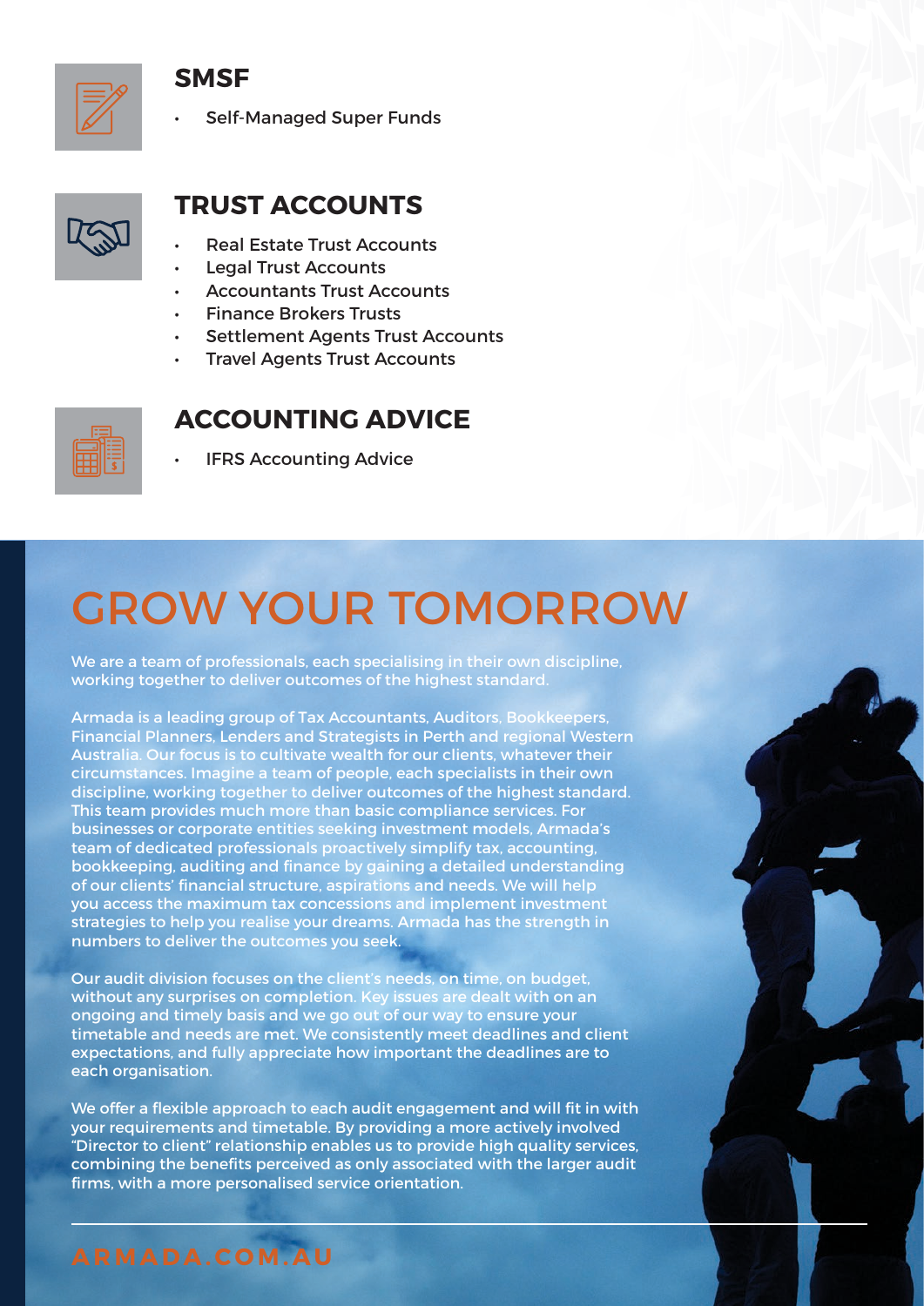## SMSF

- Self-Managed Super Funds

## TRUST ACCOUNTS

- Real Estate Trust Accounts
- Legal Trust Accounts
- Accountants Trust Accounts
- Finance Brokers Trusts
- Settlement Agents Trust Accounts
- Travel Agents Trust Accounts

## ACCOUNTING ADVICE

- IFRS Accounting Advice

# GROW YOUR TOMORROW

We are a team of professionals, each specialising in their own discipline, working together to deliver outcomes of the highest standard.

Armada is a leading group of Tax Accountants, Auditors, Bookkeepers, Financial Planners, Lenders and Strategists in Perth and regional Western Australia. Our focus is to cultivate wealth for our clients, whatever their circumstances. Imagine a team of people, each specialists in their own discipline, working together to deliver outcomes of the highest standard. This team provides much more than basic compliance services. For businesses or corporate entities seeking investment models, Armada's team of dedicated professionals proactively simplify tax, accounting, bookkeeping, auditing and finance by gaining a detailed understanding of our clients' financial structure, aspirations and needs. We will help you access the maximum tax concessions and implement investment strategies to help you realise your dreams. Armada has the strength in numbers to deliver the outcomes you seek.

Our audit division focuses on the client's needs, on time, on budget, without any surprises on completion. Key issues are dealt with on an ongoing and timely basis and we go out of our way to ensure your timetable and needs are met. We consistently meet deadlines and client expectations, and fully appreciate how important the deadlines are to each organisation.

We offer a flexible approach to each audit engagement and will fit in with your requirements and timetable. By providing a more actively involved "Director to client" relationship enables us to provide high quality services, combining the benefits perceived as only associated with the larger audit firms, with a more personalised service orientation.

ARMADA.COM.AU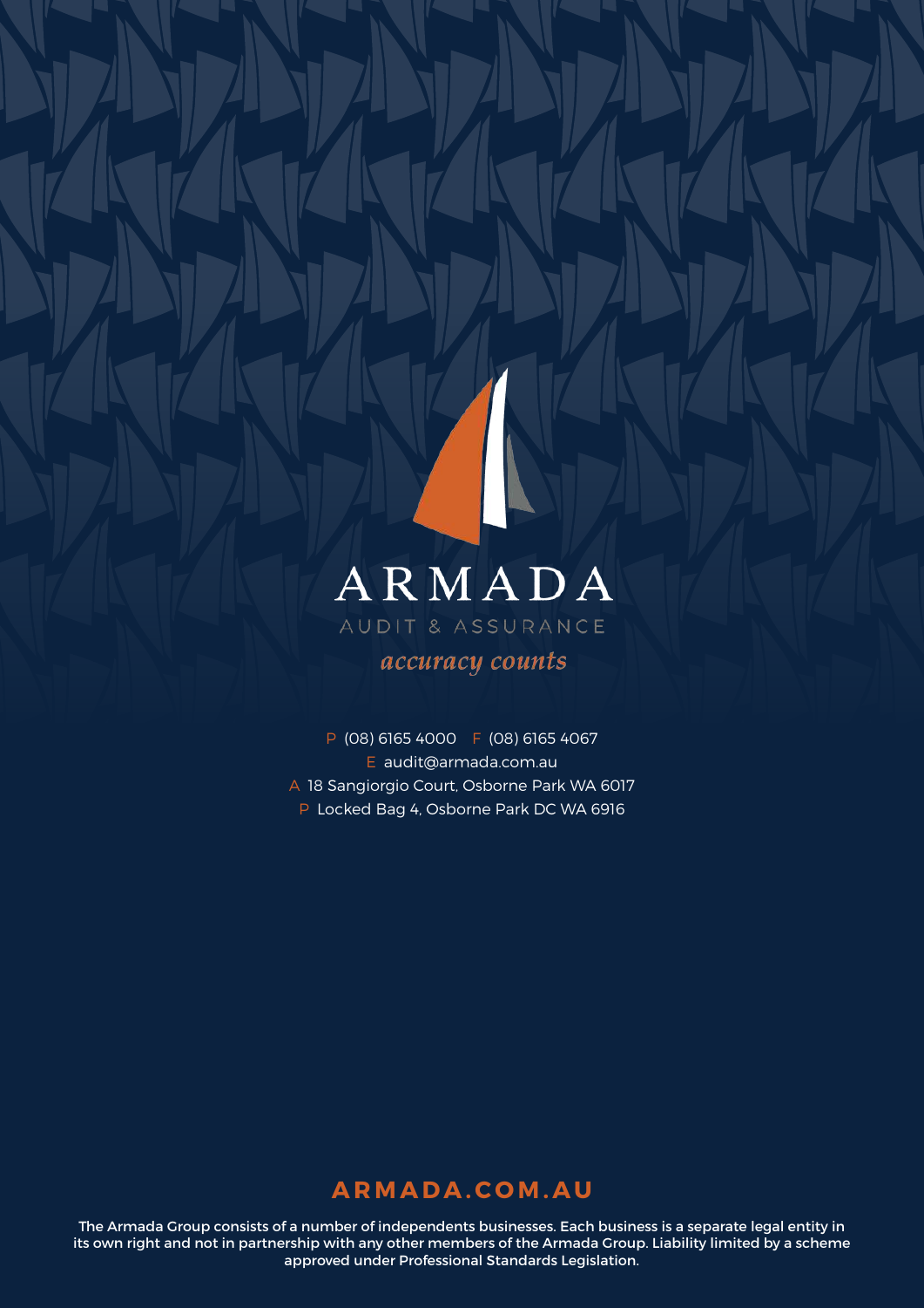ARMADA

AUDIT & ASSURANCE

*accuracy counts*

P (08) 6165 4000 F (08) 6165 4067

E audit@armada.com.au

A 18 Sangiorgio Court, Osborne Park WA 6017

P Locked Bag 4, Osborne Park DC WA 6916

**ARMADA.COM.AU**

The Armada Group consists of a number of independents businesses. Each business is a separate legal entity in its own right and not in partnership with any other members of the Armada Group. Liability limited by a scheme approved under Professional Standards Legislation.